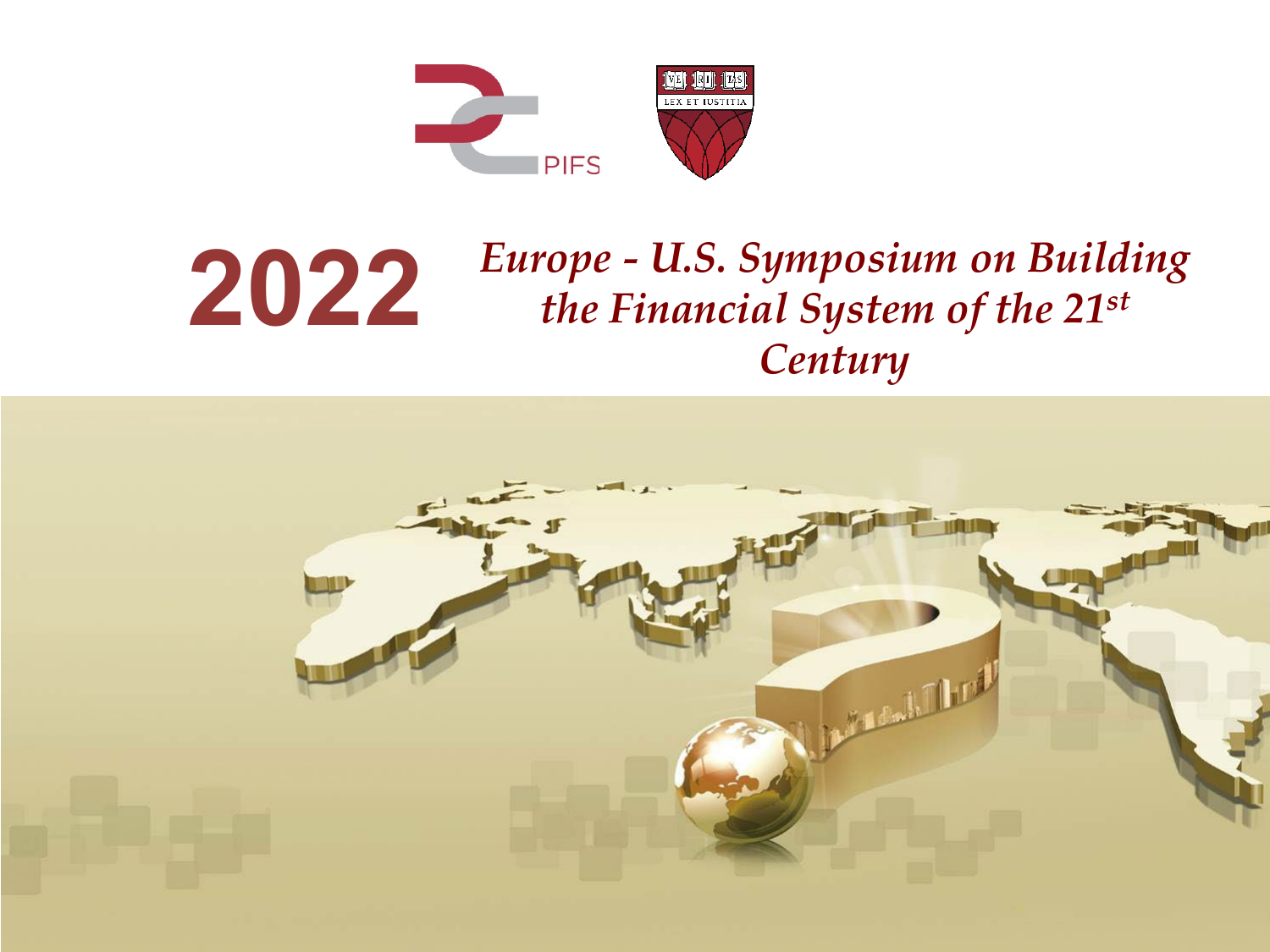PIFS

# 2022 *Europe - U.S. Symposium on Building the Financial System of the 21st Century*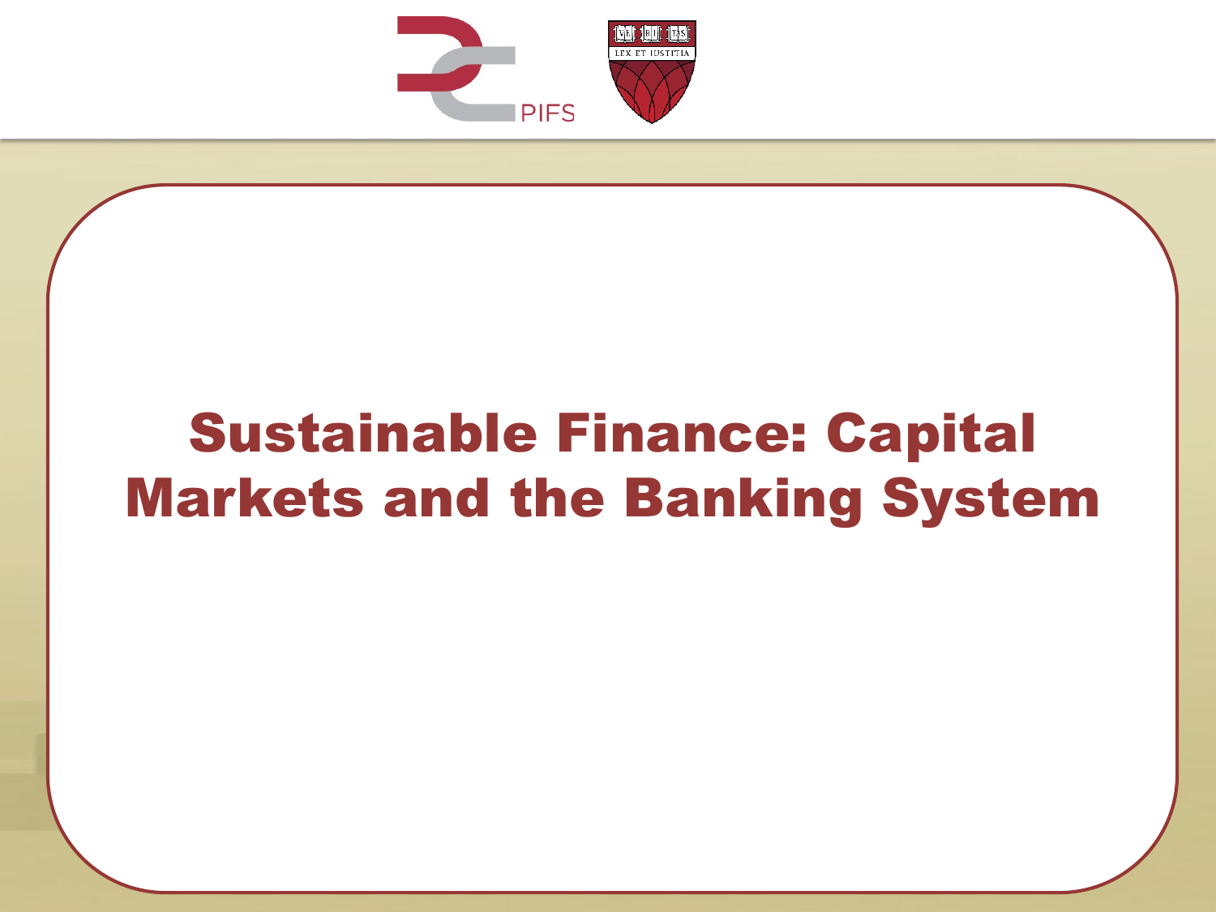# Sustainable Finance: Capital Markets and the Banking System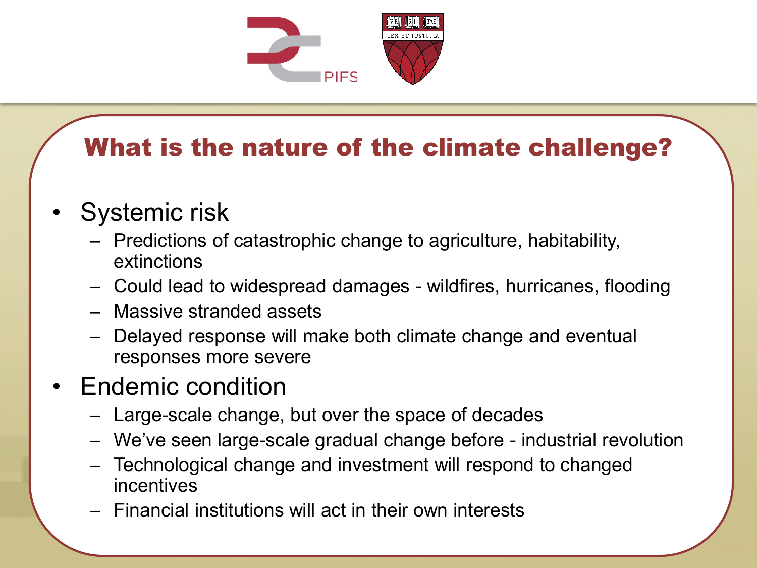## What is the nature of the climate challenge?

- Systemic risk
  - Predictions of catastrophic change to agriculture, habitability, extinctions
  - Could lead to widespread damages - wildfires, hurricanes, flooding
  - Massive stranded assets
  - Delayed response will make both climate change and eventual responses more severe
- Endemic condition
  - Large-scale change, but over the space of decades
  - We've seen large-scale gradual change before - industrial revolution
  - Technological change and investment will respond to changed incentives
  - Financial institutions will act in their own interests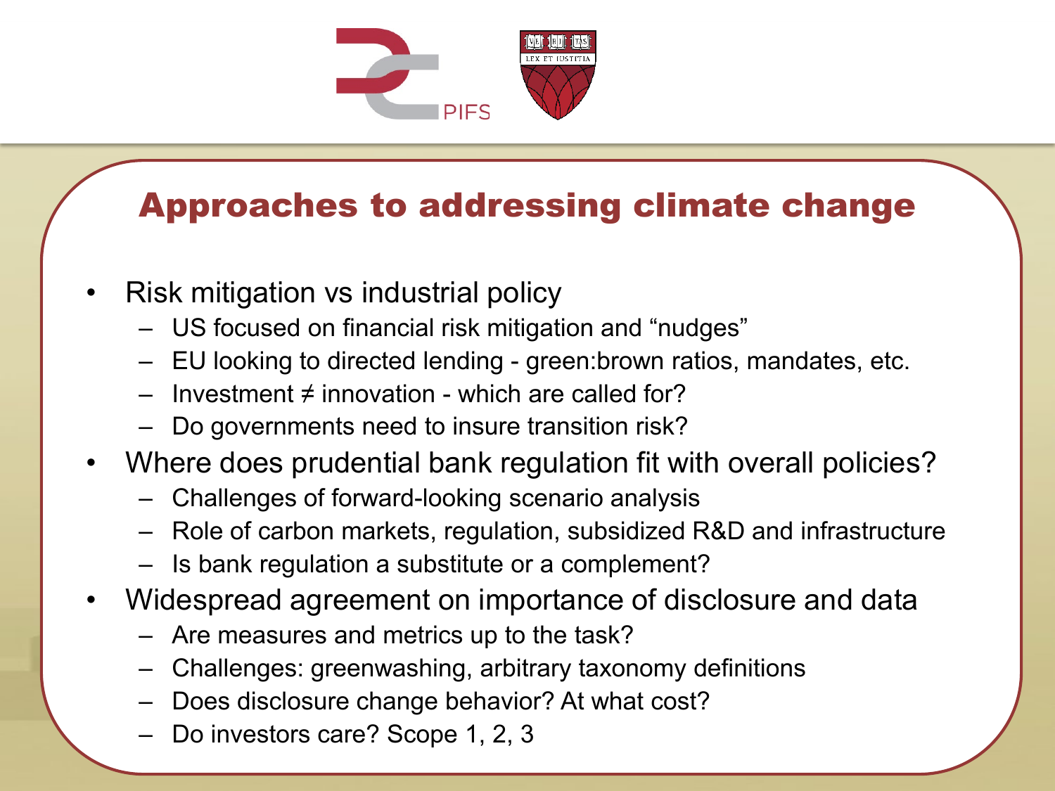## Approaches to addressing climate change

- Risk mitigation vs industrial policy
  - US focused on financial risk mitigation and "nudges"
  - EU looking to directed lending - green:brown ratios, mandates, etc.
  - Investment ≠ innovation - which are called for?
  - Do governments need to insure transition risk?
- Where does prudential bank regulation fit with overall policies?
  - Challenges of forward-looking scenario analysis
  - Role of carbon markets, regulation, subsidized R&D and infrastructure
  - Is bank regulation a substitute or a complement?
- Widespread agreement on importance of disclosure and data
  - Are measures and metrics up to the task?
  - Challenges: greenwashing, arbitrary taxonomy definitions
  - Does disclosure change behavior? At what cost?
  - Do investors care? Scope 1, 2, 3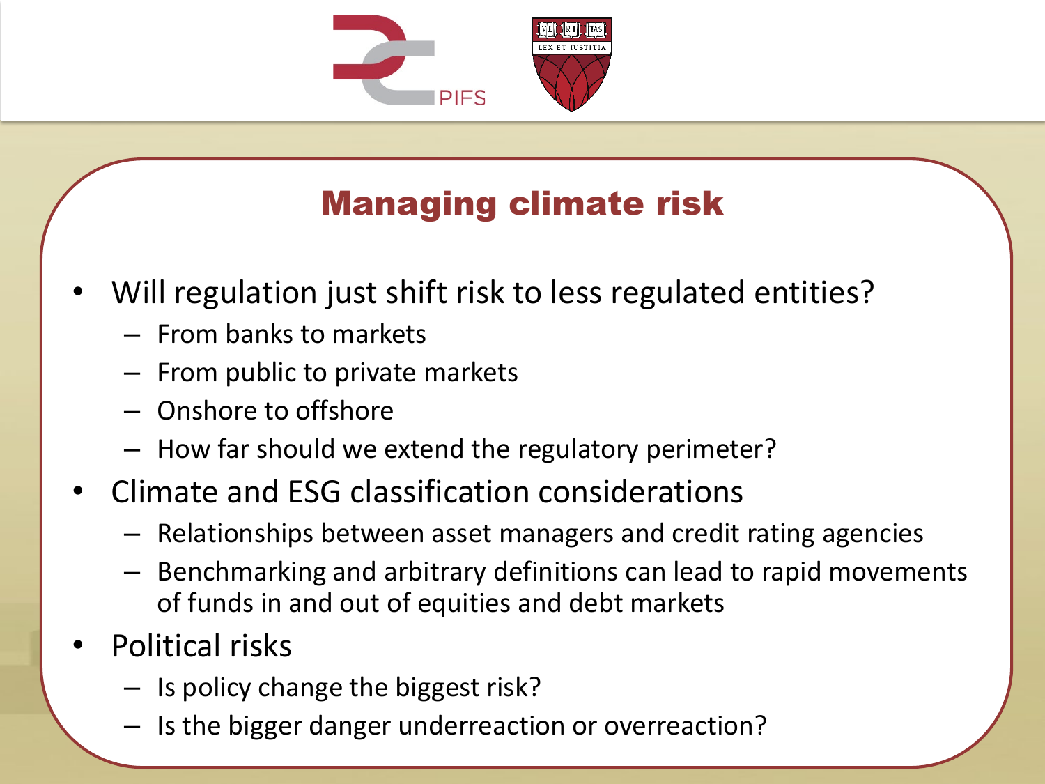## Managing climate risk

- Will regulation just shift risk to less regulated entities?
  - From banks to markets
  - From public to private markets
  - Onshore to offshore
  - How far should we extend the regulatory perimeter?
- Climate and ESG classification considerations
  - Relationships between asset managers and credit rating agencies
  - Benchmarking and arbitrary definitions can lead to rapid movements of funds in and out of equities and debt markets
- Political risks
  - Is policy change the biggest risk?
  - Is the bigger danger underreaction or overreaction?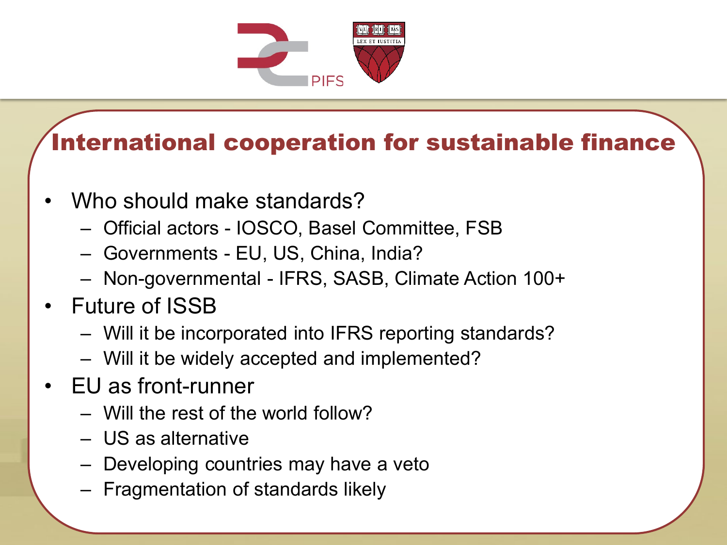## International cooperation for sustainable finance

- Who should make standards?
  - Official actors - IOSCO, Basel Committee, FSB
  - Governments - EU, US, China, India?
  - Non-governmental - IFRS, SASB, Climate Action 100+
- Future of ISSB
  - Will it be incorporated into IFRS reporting standards?
  - Will it be widely accepted and implemented?
- EU as front-runner
  - Will the rest of the world follow?
  - US as alternative
  - Developing countries may have a veto
  - Fragmentation of standards likely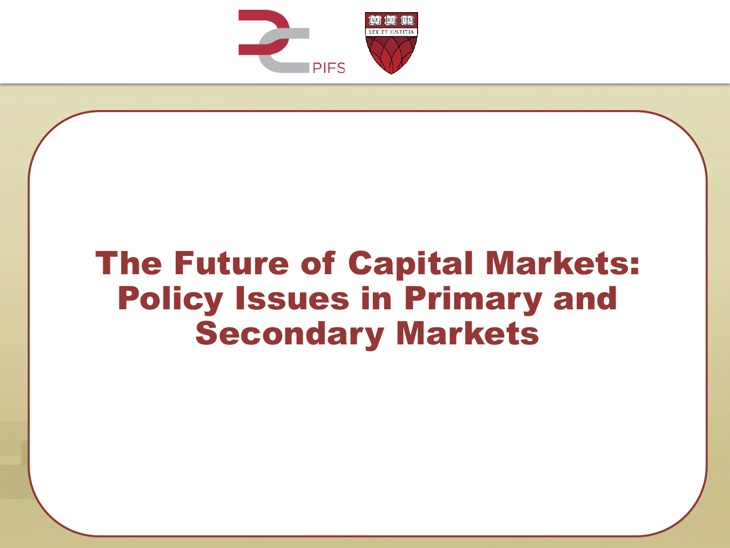# The Future of Capital Markets: Policy Issues in Primary and Secondary Markets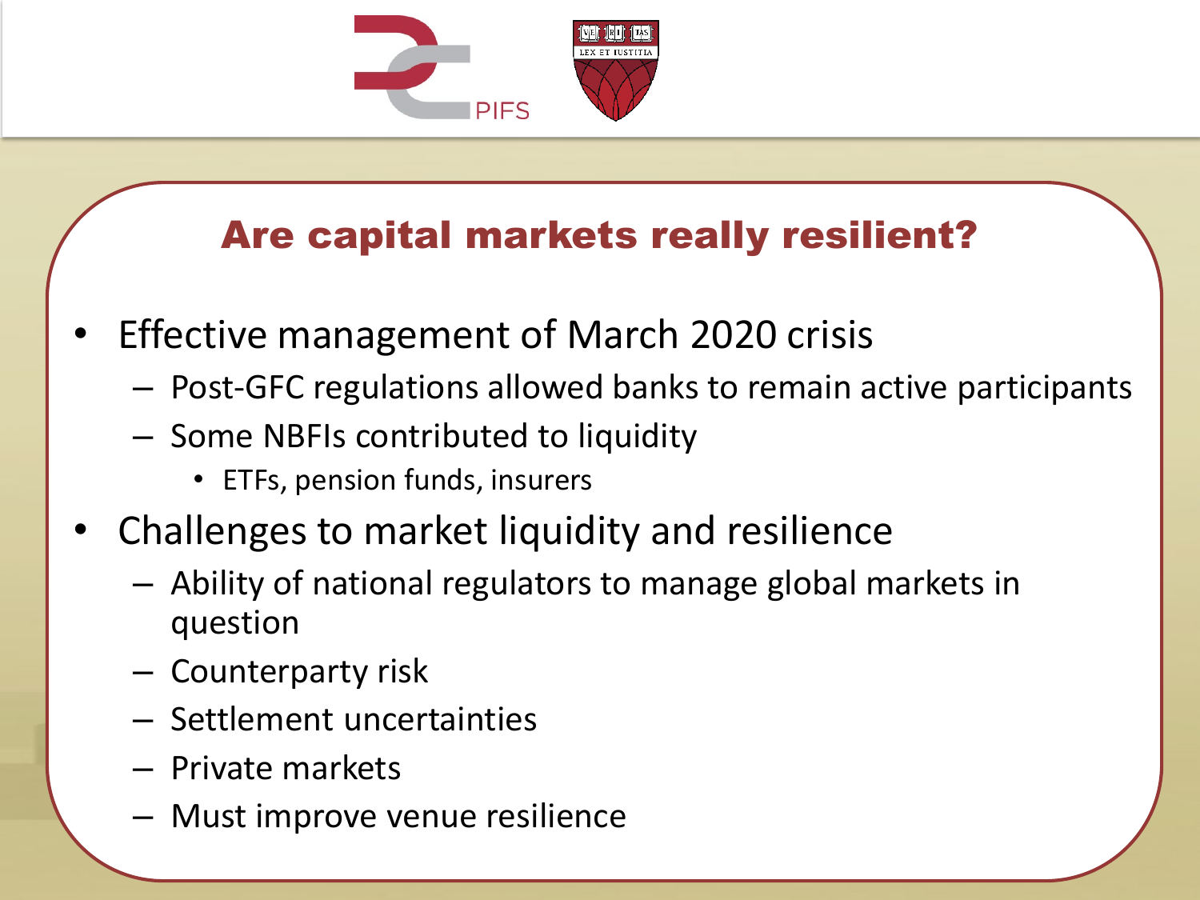## Are capital markets really resilient?

- Effective management of March 2020 crisis
  - Post-GFC regulations allowed banks to remain active participants
  - Some NBFIs contributed to liquidity
    - ETFs, pension funds, insurers
- Challenges to market liquidity and resilience
  - Ability of national regulators to manage global markets in question
  - Counterparty risk
  - Settlement uncertainties
  - Private markets
  - Must improve venue resilience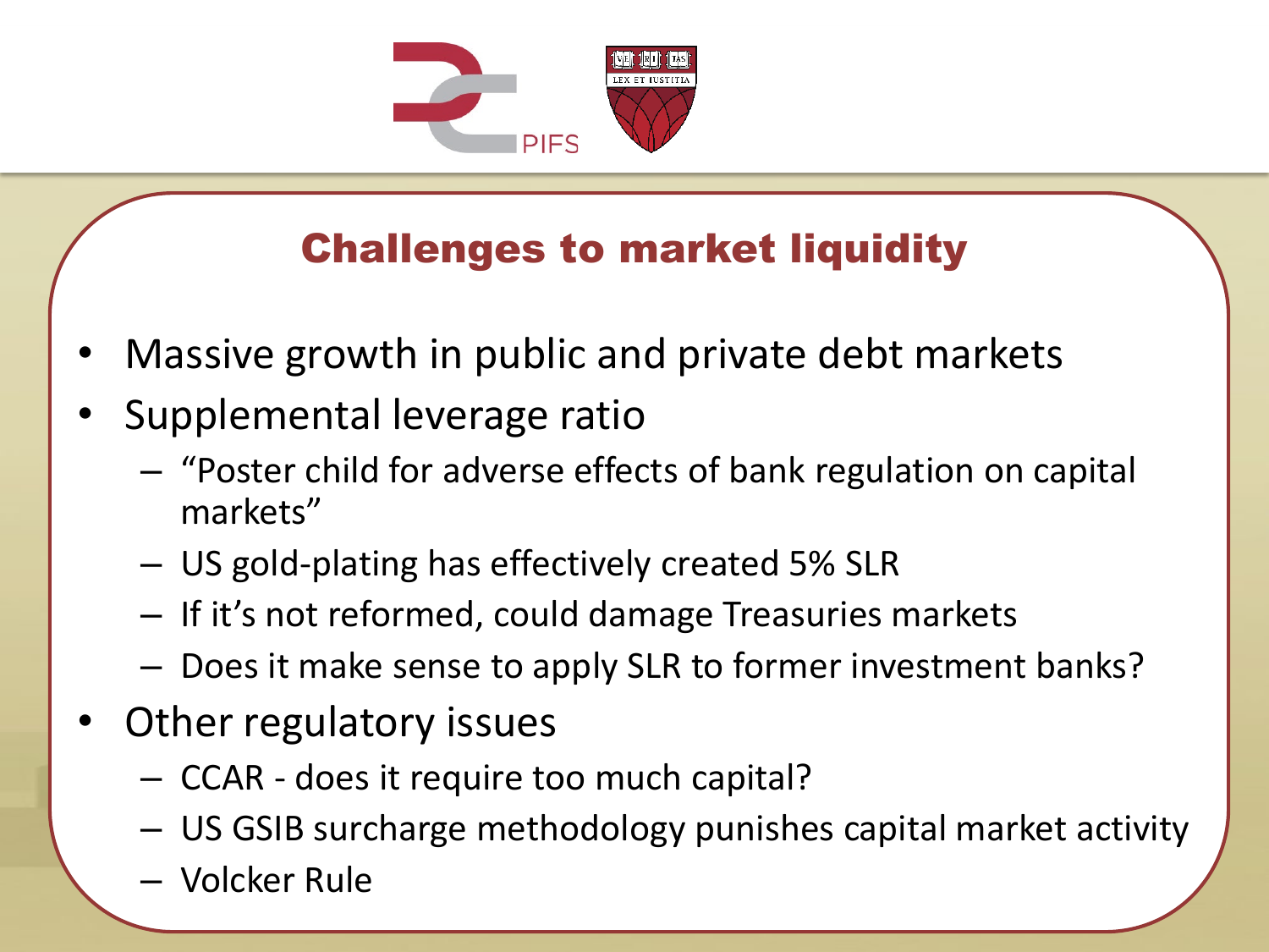## Challenges to market liquidity

- Massive growth in public and private debt markets
- Supplemental leverage ratio
  - "Poster child for adverse effects of bank regulation on capital markets"
  - US gold-plating has effectively created 5% SLR
  - If it's not reformed, could damage Treasuries markets
  - Does it make sense to apply SLR to former investment banks?
- Other regulatory issues
  - CCAR - does it require too much capital?
  - US GSIB surcharge methodology punishes capital market activity
  - Volcker Rule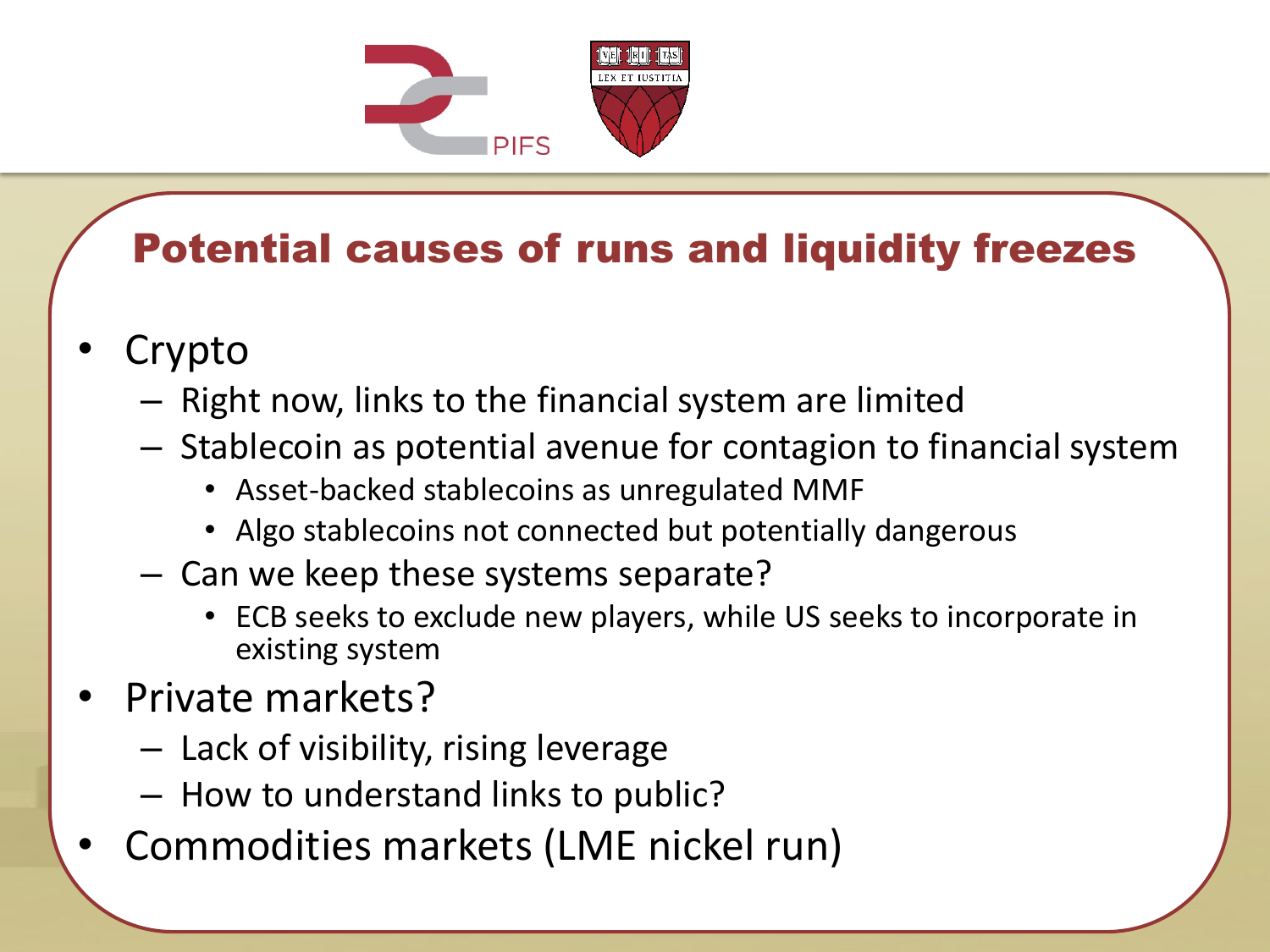## Potential causes of runs and liquidity freezes

- Crypto
  - Right now, links to the financial system are limited
  - Stablecoin as potential avenue for contagion to financial system
    - Asset-backed stablecoins as unregulated MMF
    - Algo stablecoins not connected but potentially dangerous
  - Can we keep these systems separate?
    - ECB seeks to exclude new players, while US seeks to incorporate in existing system
- Private markets?
  - Lack of visibility, rising leverage
  - How to understand links to public?
- Commodities markets (LME nickel run)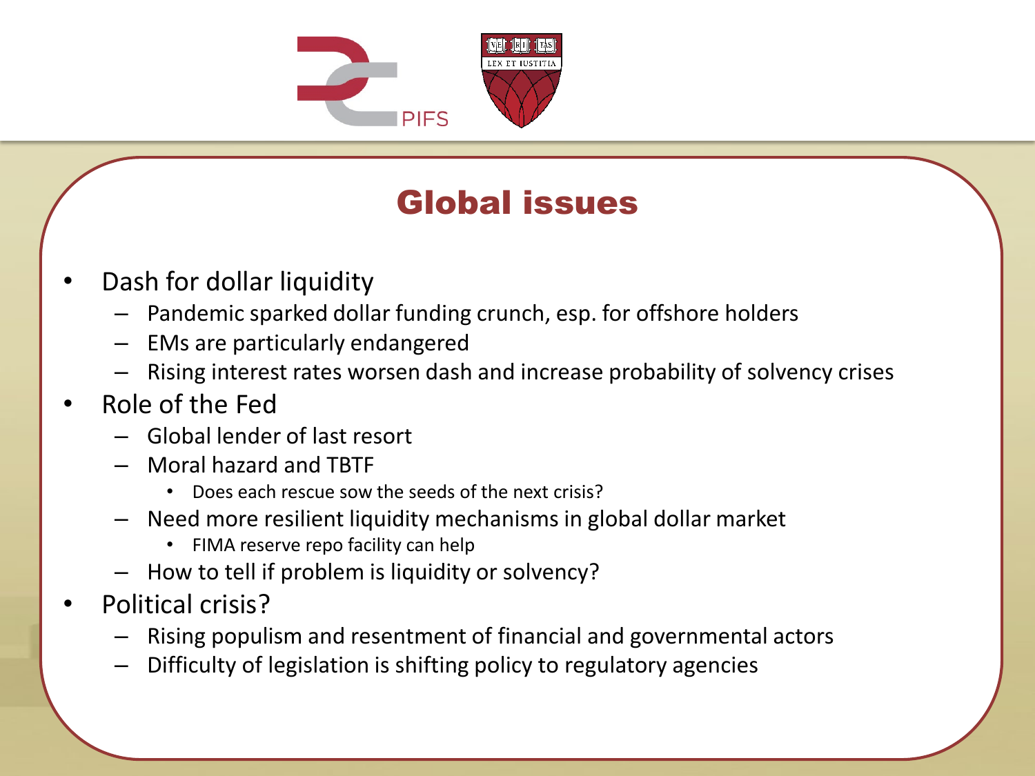## Global issues

- Dash for dollar liquidity
  - Pandemic sparked dollar funding crunch, esp. for offshore holders
  - EMs are particularly endangered
  - Rising interest rates worsen dash and increase probability of solvency crises
- Role of the Fed
  - Global lender of last resort
  - Moral hazard and TBTF
    - Does each rescue sow the seeds of the next crisis?
  - Need more resilient liquidity mechanisms in global dollar market
    - FIMA reserve repo facility can help
  - How to tell if problem is liquidity or solvency?
- Political crisis?
  - Rising populism and resentment of financial and governmental actors
  - Difficulty of legislation is shifting policy to regulatory agencies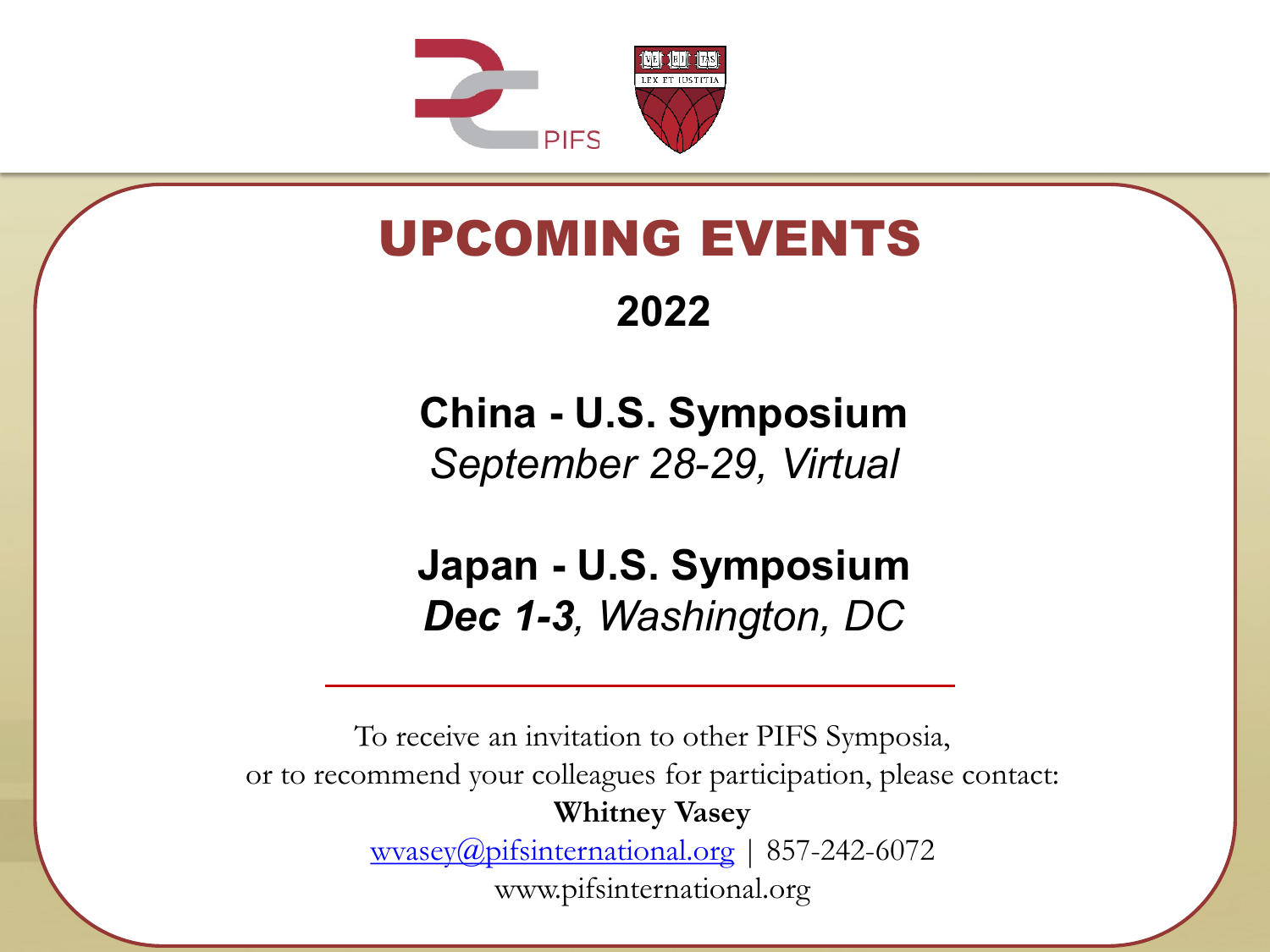# UPCOMING EVENTS

## 2022

**China - U.S. Symposium**
*September 28-29, Virtual*

**Japan - U.S. Symposium**
***Dec 1-3**, Washington, DC*

---

To receive an invitation to other PIFS Symposia,
or to recommend your colleagues for participation, please contact:
**Whitney Vasey**
wvasey@pifsinternational.org | 857-242-6072
www.pifsinternational.org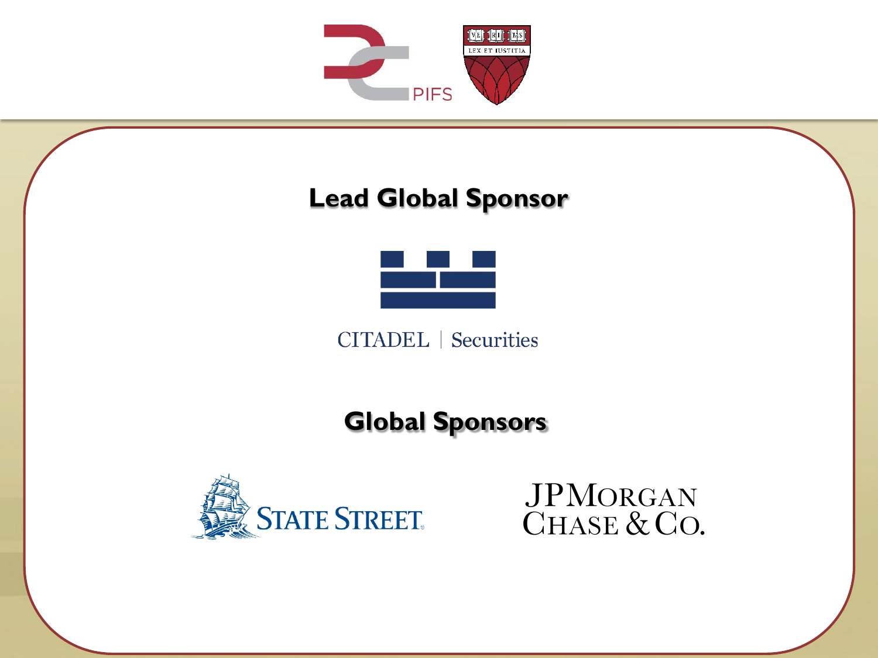PIFS

## Lead Global Sponsor

CITADEL | Securities

## Global Sponsors

STATE STREET

JPMORGAN CHASE & CO.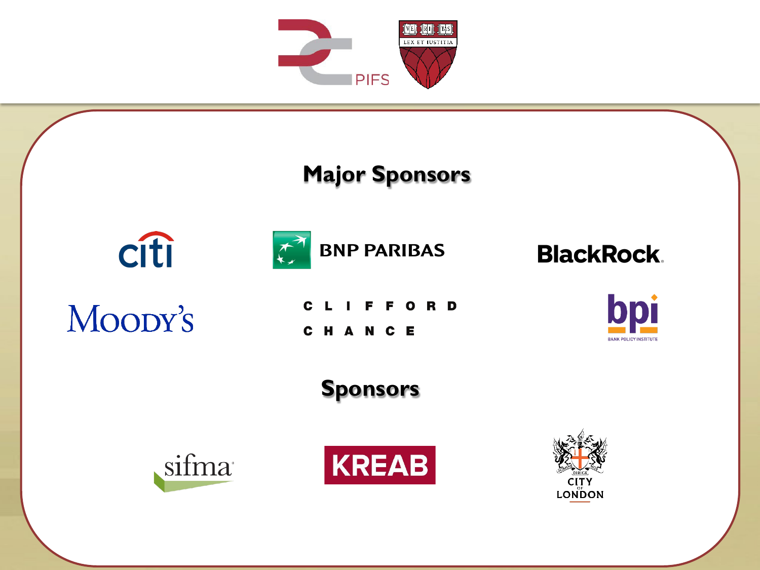PIFS

VE RI TAS

LEX ET IUSTITIA

## Major Sponsors

citi

BNP PARIBAS

BlackRock

Moody's

CLIFFORD CHANCE

bpi

BANK POLICY INSTITUTE

## Sponsors

sifma

KREAB

DOMINE DIRIGE NOS

CITY OF LONDON